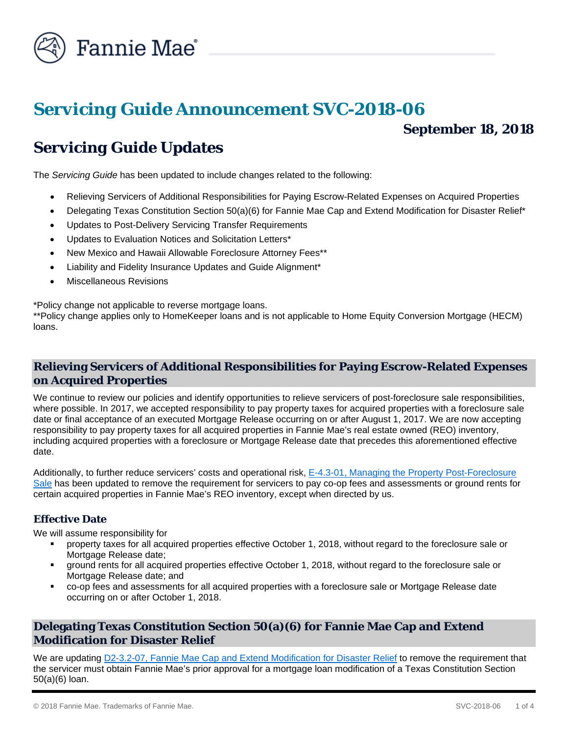# Servicing Guide Announcement SVC-2018-06

**September 18, 2018**

## Servicing Guide Updates

The *Servicing Guide* has been updated to include changes related to the following:

- Relieving Servicers of Additional Responsibilities for Paying Escrow-Related Expenses on Acquired Properties
- Delegating Texas Constitution Section 50(a)(6) for Fannie Mae Cap and Extend Modification for Disaster Relief*
- Updates to Post-Delivery Servicing Transfer Requirements
- Updates to Evaluation Notices and Solicitation Letters*
- New Mexico and Hawaii Allowable Foreclosure Attorney Fees**
- Liability and Fidelity Insurance Updates and Guide Alignment*
- Miscellaneous Revisions

*Policy change not applicable to reverse mortgage loans.
**Policy change applies only to HomeKeeper loans and is not applicable to Home Equity Conversion Mortgage (HECM) loans.

## Relieving Servicers of Additional Responsibilities for Paying Escrow-Related Expenses on Acquired Properties

We continue to review our policies and identify opportunities to relieve servicers of post-foreclosure sale responsibilities, where possible. In 2017, we accepted responsibility to pay property taxes for acquired properties with a foreclosure sale date or final acceptance of an executed Mortgage Release occurring on or after August 1, 2017. We are now accepting responsibility to pay property taxes for all acquired properties in Fannie Mae's real estate owned (REO) inventory, including acquired properties with a foreclosure or Mortgage Release date that precedes this aforementioned effective date.

Additionally, to further reduce servicers' costs and operational risk, E-4.3-01, Managing the Property Post-Foreclosure Sale has been updated to remove the requirement for servicers to pay co-op fees and assessments or ground rents for certain acquired properties in Fannie Mae's REO inventory, except when directed by us.

### Effective Date

We will assume responsibility for

- property taxes for all acquired properties effective October 1, 2018, without regard to the foreclosure sale or Mortgage Release date;
- ground rents for all acquired properties effective October 1, 2018, without regard to the foreclosure sale or Mortgage Release date; and
- co-op fees and assessments for all acquired properties with a foreclosure sale or Mortgage Release date occurring on or after October 1, 2018.

## Delegating Texas Constitution Section 50(a)(6) for Fannie Mae Cap and Extend Modification for Disaster Relief

We are updating D2-3.2-07, Fannie Mae Cap and Extend Modification for Disaster Relief to remove the requirement that the servicer must obtain Fannie Mae's prior approval for a mortgage loan modification of a Texas Constitution Section 50(a)(6) loan.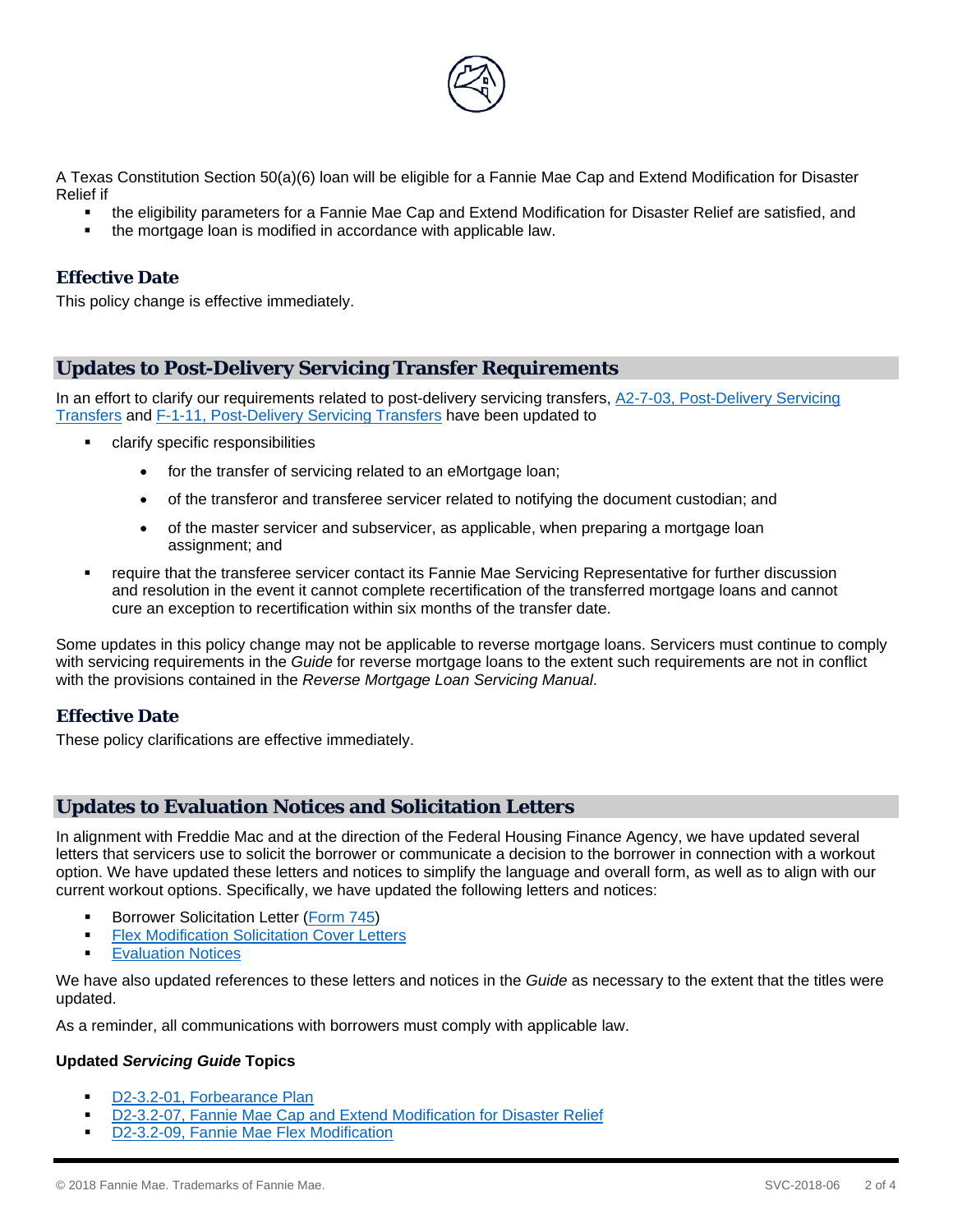A Texas Constitution Section 50(a)(6) loan will be eligible for a Fannie Mae Cap and Extend Modification for Disaster Relief if

- the eligibility parameters for a Fannie Mae Cap and Extend Modification for Disaster Relief are satisfied, and
- the mortgage loan is modified in accordance with applicable law.

### Effective Date

This policy change is effective immediately.

## Updates to Post-Delivery Servicing Transfer Requirements

In an effort to clarify our requirements related to post-delivery servicing transfers, A2-7-03, Post-Delivery Servicing Transfers and F-1-11, Post-Delivery Servicing Transfers have been updated to

- clarify specific responsibilities
  - for the transfer of servicing related to an eMortgage loan;
  - of the transferor and transferee servicer related to notifying the document custodian; and
  - of the master servicer and subservicer, as applicable, when preparing a mortgage loan assignment; and
- require that the transferee servicer contact its Fannie Mae Servicing Representative for further discussion and resolution in the event it cannot complete recertification of the transferred mortgage loans and cannot cure an exception to recertification within six months of the transfer date.

Some updates in this policy change may not be applicable to reverse mortgage loans. Servicers must continue to comply with servicing requirements in the *Guide* for reverse mortgage loans to the extent such requirements are not in conflict with the provisions contained in the *Reverse Mortgage Loan Servicing Manual*.

### Effective Date

These policy clarifications are effective immediately.

## Updates to Evaluation Notices and Solicitation Letters

In alignment with Freddie Mac and at the direction of the Federal Housing Finance Agency, we have updated several letters that servicers use to solicit the borrower or communicate a decision to the borrower in connection with a workout option. We have updated these letters and notices to simplify the language and overall form, as well as to align with our current workout options. Specifically, we have updated the following letters and notices:

- Borrower Solicitation Letter (Form 745)
- Flex Modification Solicitation Cover Letters
- Evaluation Notices

We have also updated references to these letters and notices in the *Guide* as necessary to the extent that the titles were updated.

As a reminder, all communications with borrowers must comply with applicable law.

**Updated *Servicing Guide* Topics**

- D2-3.2-01, Forbearance Plan
- D2-3.2-07, Fannie Mae Cap and Extend Modification for Disaster Relief
- D2-3.2-09, Fannie Mae Flex Modification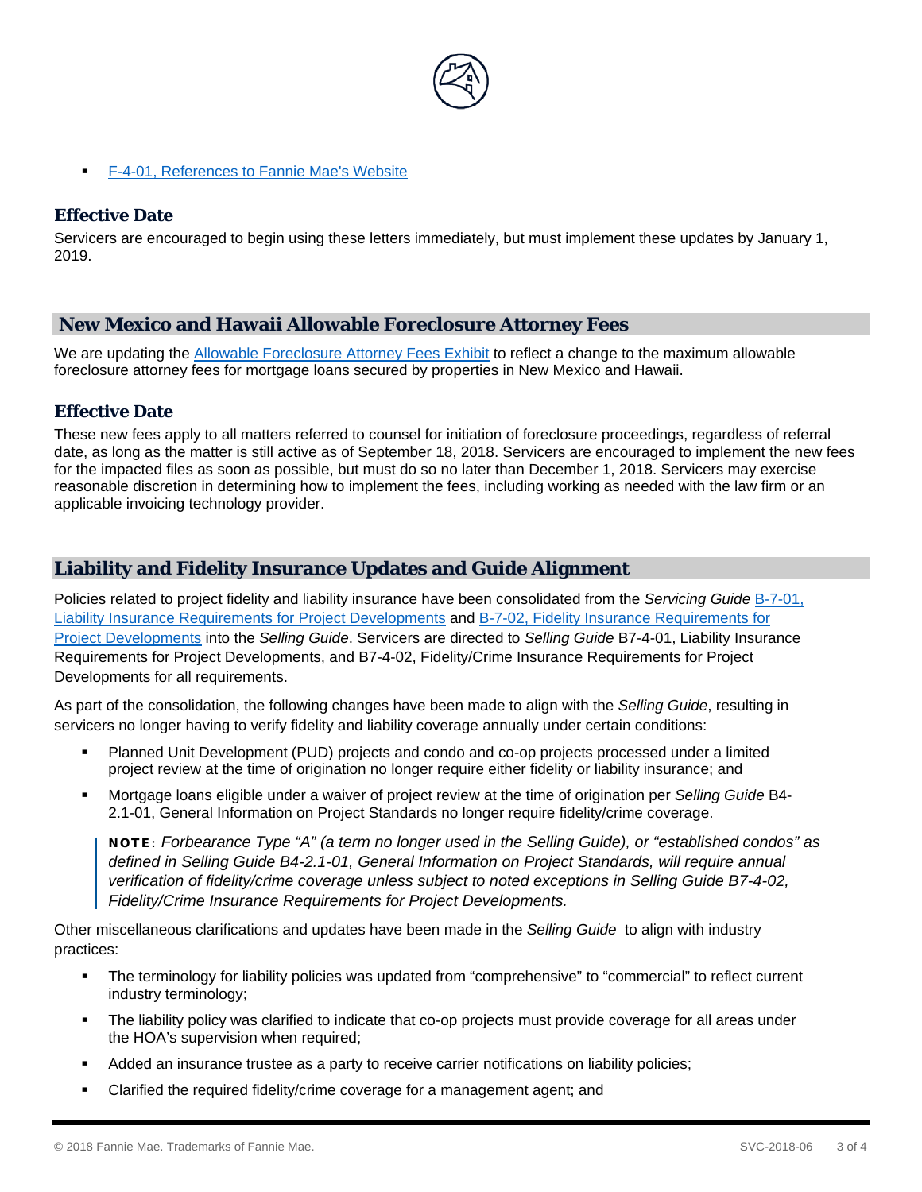- [F-4-01, References to Fannie Mae's Website]()

### Effective Date

Servicers are encouraged to begin using these letters immediately, but must implement these updates by January 1, 2019.

## New Mexico and Hawaii Allowable Foreclosure Attorney Fees

We are updating the [Allowable Foreclosure Attorney Fees Exhibit]() to reflect a change to the maximum allowable foreclosure attorney fees for mortgage loans secured by properties in New Mexico and Hawaii.

### Effective Date

These new fees apply to all matters referred to counsel for initiation of foreclosure proceedings, regardless of referral date, as long as the matter is still active as of September 18, 2018. Servicers are encouraged to implement the new fees for the impacted files as soon as possible, but must do so no later than December 1, 2018. Servicers may exercise reasonable discretion in determining how to implement the fees, including working as needed with the law firm or an applicable invoicing technology provider.

## Liability and Fidelity Insurance Updates and Guide Alignment

Policies related to project fidelity and liability insurance have been consolidated from the *Servicing Guide* [B-7-01, Liability Insurance Requirements for Project Developments]() and [B-7-02, Fidelity Insurance Requirements for Project Developments]() into the *Selling Guide*. Servicers are directed to *Selling Guide* B7-4-01, Liability Insurance Requirements for Project Developments, and B7-4-02, Fidelity/Crime Insurance Requirements for Project Developments for all requirements.

As part of the consolidation, the following changes have been made to align with the *Selling Guide*, resulting in servicers no longer having to verify fidelity and liability coverage annually under certain conditions:

- Planned Unit Development (PUD) projects and condo and co-op projects processed under a limited project review at the time of origination no longer require either fidelity or liability insurance; and
- Mortgage loans eligible under a waiver of project review at the time of origination per *Selling Guide* B4-2.1-01, General Information on Project Standards no longer require fidelity/crime coverage.

> **NOTE:** *Forbearance Type "A" (a term no longer used in the Selling Guide), or "established condos" as defined in Selling Guide B4-2.1-01, General Information on Project Standards, will require annual verification of fidelity/crime coverage unless subject to noted exceptions in Selling Guide B7-4-02, Fidelity/Crime Insurance Requirements for Project Developments.*

Other miscellaneous clarifications and updates have been made in the *Selling Guide* to align with industry practices:

- The terminology for liability policies was updated from "comprehensive" to "commercial" to reflect current industry terminology;
- The liability policy was clarified to indicate that co-op projects must provide coverage for all areas under the HOA's supervision when required;
- Added an insurance trustee as a party to receive carrier notifications on liability policies;
- Clarified the required fidelity/crime coverage for a management agent; and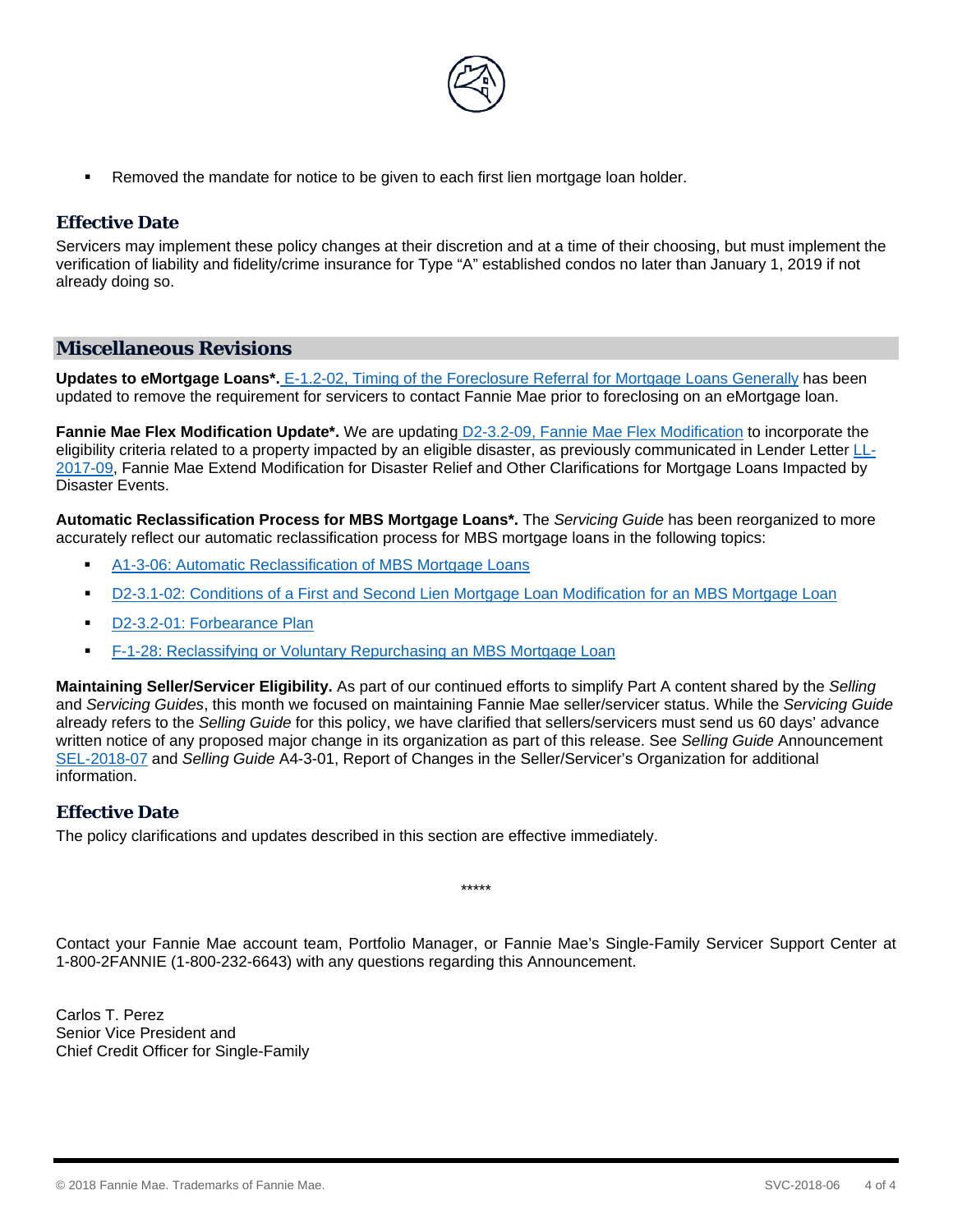- Removed the mandate for notice to be given to each first lien mortgage loan holder.

### Effective Date

Servicers may implement these policy changes at their discretion and at a time of their choosing, but must implement the verification of liability and fidelity/crime insurance for Type "A" established condos no later than January 1, 2019 if not already doing so.

## Miscellaneous Revisions

**Updates to eMortgage Loans*.** E-1.2-02, Timing of the Foreclosure Referral for Mortgage Loans Generally has been updated to remove the requirement for servicers to contact Fannie Mae prior to foreclosing on an eMortgage loan.

**Fannie Mae Flex Modification Update*.** We are updating D2-3.2-09, Fannie Mae Flex Modification to incorporate the eligibility criteria related to a property impacted by an eligible disaster, as previously communicated in Lender Letter LL-2017-09, Fannie Mae Extend Modification for Disaster Relief and Other Clarifications for Mortgage Loans Impacted by Disaster Events.

**Automatic Reclassification Process for MBS Mortgage Loans*.** The *Servicing Guide* has been reorganized to more accurately reflect our automatic reclassification process for MBS mortgage loans in the following topics:

- A1-3-06: Automatic Reclassification of MBS Mortgage Loans
- D2-3.1-02: Conditions of a First and Second Lien Mortgage Loan Modification for an MBS Mortgage Loan
- D2-3.2-01: Forbearance Plan
- F-1-28: Reclassifying or Voluntary Repurchasing an MBS Mortgage Loan

**Maintaining Seller/Servicer Eligibility.** As part of our continued efforts to simplify Part A content shared by the *Selling* and *Servicing Guides*, this month we focused on maintaining Fannie Mae seller/servicer status. While the *Servicing Guide* already refers to the *Selling Guide* for this policy, we have clarified that sellers/servicers must send us 60 days' advance written notice of any proposed major change in its organization as part of this release. See *Selling Guide* Announcement SEL-2018-07 and *Selling Guide* A4-3-01, Report of Changes in the Seller/Servicer's Organization for additional information.

### Effective Date

The policy clarifications and updates described in this section are effective immediately.

*****

Contact your Fannie Mae account team, Portfolio Manager, or Fannie Mae's Single-Family Servicer Support Center at 1-800-2FANNIE (1-800-232-6643) with any questions regarding this Announcement.

Carlos T. Perez
Senior Vice President and
Chief Credit Officer for Single-Family